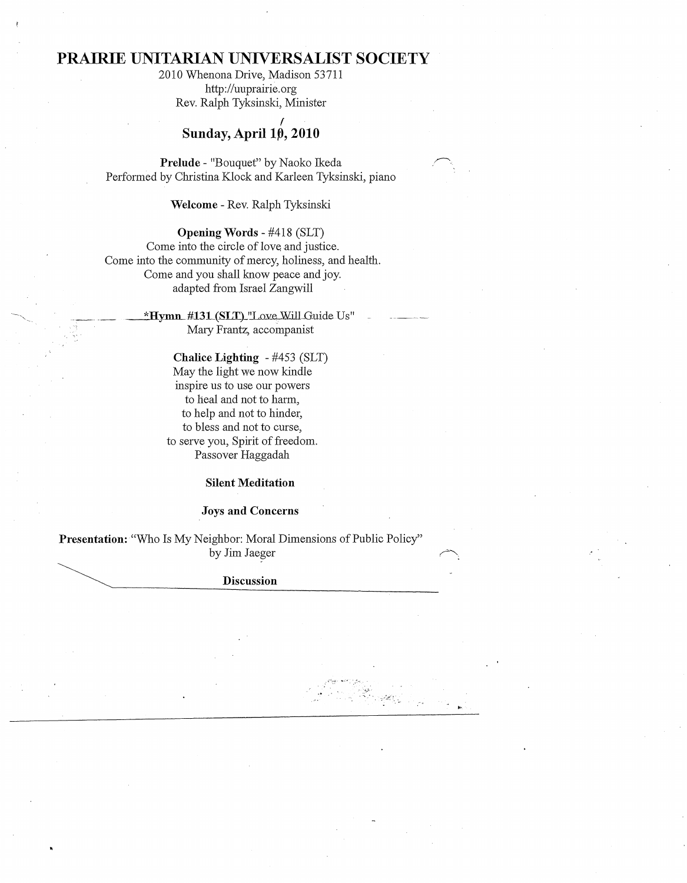# PRAIRIE UNITARIAN UNIVERSALIST SOCIETY

2010 Whenona Drive, Madison 53711
http://uuprairie.org
Rev. Ralph Tyksinski, Minister

## Sunday, April 10, 2010

**Prelude** - "Bouquet" by Naoko Ikeda
Performed by Christina Klock and Karleen Tyksinski, piano

**Welcome** - Rev. Ralph Tyksinski

**Opening Words** - #418 (SLT)
Come into the circle of love and justice.
Come into the community of mercy, holiness, and health.
Come and you shall know peace and joy.
adapted from Israel Zangwill

***Hymn #131 (SLT)** "Love Will Guide Us"
Mary Frantz, accompanist

**Chalice Lighting** - #453 (SLT)
May the light we now kindle
inspire us to use our powers
to heal and not to harm,
to help and not to hinder,
to bless and not to curse,
to serve you, Spirit of freedom.
Passover Haggadah

**Silent Meditation**

**Joys and Concerns**

**Presentation:** "Who Is My Neighbor: Moral Dimensions of Public Policy" by Jim Jaeger

**Discussion**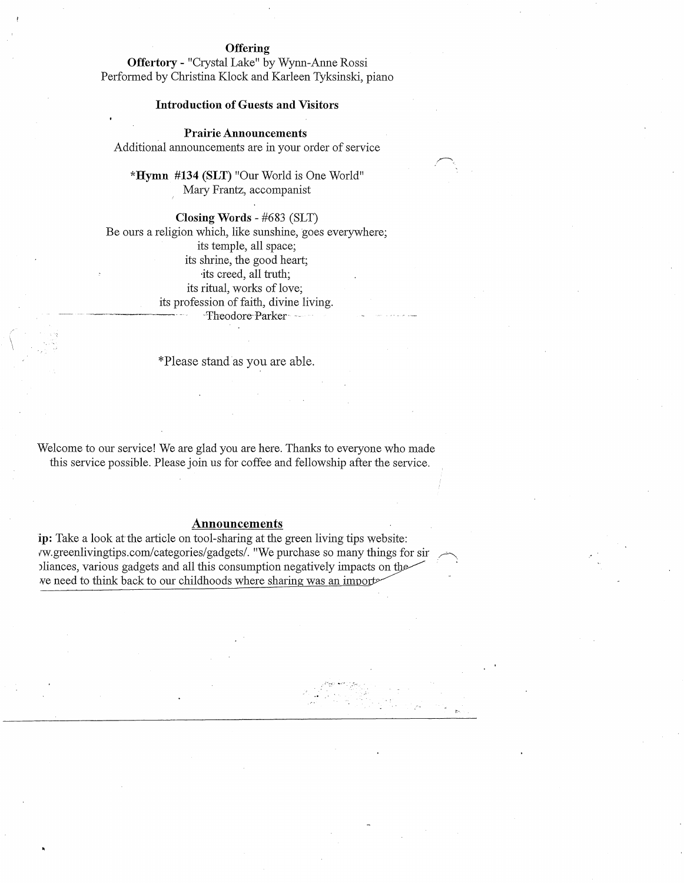**Offering**

**Offertory** - "Crystal Lake" by Wynn-Anne Rossi
Performed by Christina Klock and Karleen Tyksinski, piano

**Introduction of Guests and Visitors**

**Prairie Announcements**
Additional announcements are in your order of service

***Hymn #134 (SLT)** "Our World is One World"
Mary Frantz, accompanist

**Closing Words** - #683 (SLT)
Be ours a religion which, like sunshine, goes everywhere;
its temple, all space;
its shrine, the good heart;
its creed, all truth;
its ritual, works of love;
its profession of faith, divine living.
-Theodore Parker

*Please stand as you are able.

Welcome to our service! We are glad you are here. Thanks to everyone who made this service possible. Please join us for coffee and fellowship after the service.

## Announcements

**ip:** Take a look at the article on tool-sharing at the green living tips website: /w.greenlivingtips.com/categories/gadgets/. "We purchase so many things for sir pliances, various gadgets and all this consumption negatively impacts on the ve need to think back to our childhoods where sharing was an importa